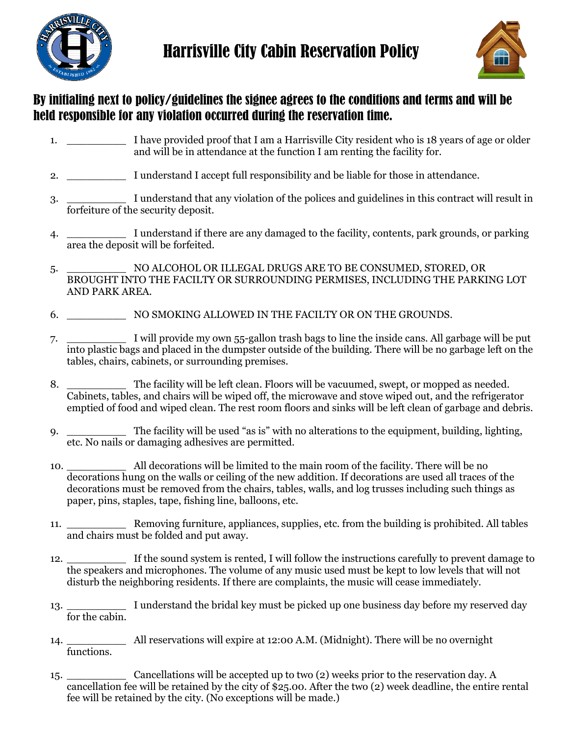# Harrisville City Cabin Reservation Policy

## By initialing next to policy/guidelines the signee agrees to the conditions and terms and will be held responsible for any violation occurred during the reservation time.

1. _________ I have provided proof that I am a Harrisville City resident who is 18 years of age or older and will be in attendance at the function I am renting the facility for.

2. _________ I understand I accept full responsibility and be liable for those in attendance.

3. _________ I understand that any violation of the polices and guidelines in this contract will result in forfeiture of the security deposit.

4. _________ I understand if there are any damaged to the facility, contents, park grounds, or parking area the deposit will be forfeited.

5. _________ NO ALCOHOL OR ILLEGAL DRUGS ARE TO BE CONSUMED, STORED, OR BROUGHT INTO THE FACILTY OR SURROUNDING PERMISES, INCLUDING THE PARKING LOT AND PARK AREA.

6. _________ NO SMOKING ALLOWED IN THE FACILTY OR ON THE GROUNDS.

7. _________ I will provide my own 55-gallon trash bags to line the inside cans. All garbage will be put into plastic bags and placed in the dumpster outside of the building. There will be no garbage left on the tables, chairs, cabinets, or surrounding premises.

8. _________ The facility will be left clean. Floors will be vacuumed, swept, or mopped as needed. Cabinets, tables, and chairs will be wiped off, the microwave and stove wiped out, and the refrigerator emptied of food and wiped clean. The rest room floors and sinks will be left clean of garbage and debris.

9. _________ The facility will be used "as is" with no alterations to the equipment, building, lighting, etc. No nails or damaging adhesives are permitted.

10. _________ All decorations will be limited to the main room of the facility. There will be no decorations hung on the walls or ceiling of the new addition. If decorations are used all traces of the decorations must be removed from the chairs, tables, walls, and log trusses including such things as paper, pins, staples, tape, fishing line, balloons, etc.

11. _________ Removing furniture, appliances, supplies, etc. from the building is prohibited. All tables and chairs must be folded and put away.

12. _________ If the sound system is rented, I will follow the instructions carefully to prevent damage to the speakers and microphones. The volume of any music used must be kept to low levels that will not disturb the neighboring residents. If there are complaints, the music will cease immediately.

13. _________ I understand the bridal key must be picked up one business day before my reserved day for the cabin.

14. _________ All reservations will expire at 12:00 A.M. (Midnight). There will be no overnight functions.

15. _________ Cancellations will be accepted up to two (2) weeks prior to the reservation day. A cancellation fee will be retained by the city of $25.00. After the two (2) week deadline, the entire rental fee will be retained by the city. (No exceptions will be made.)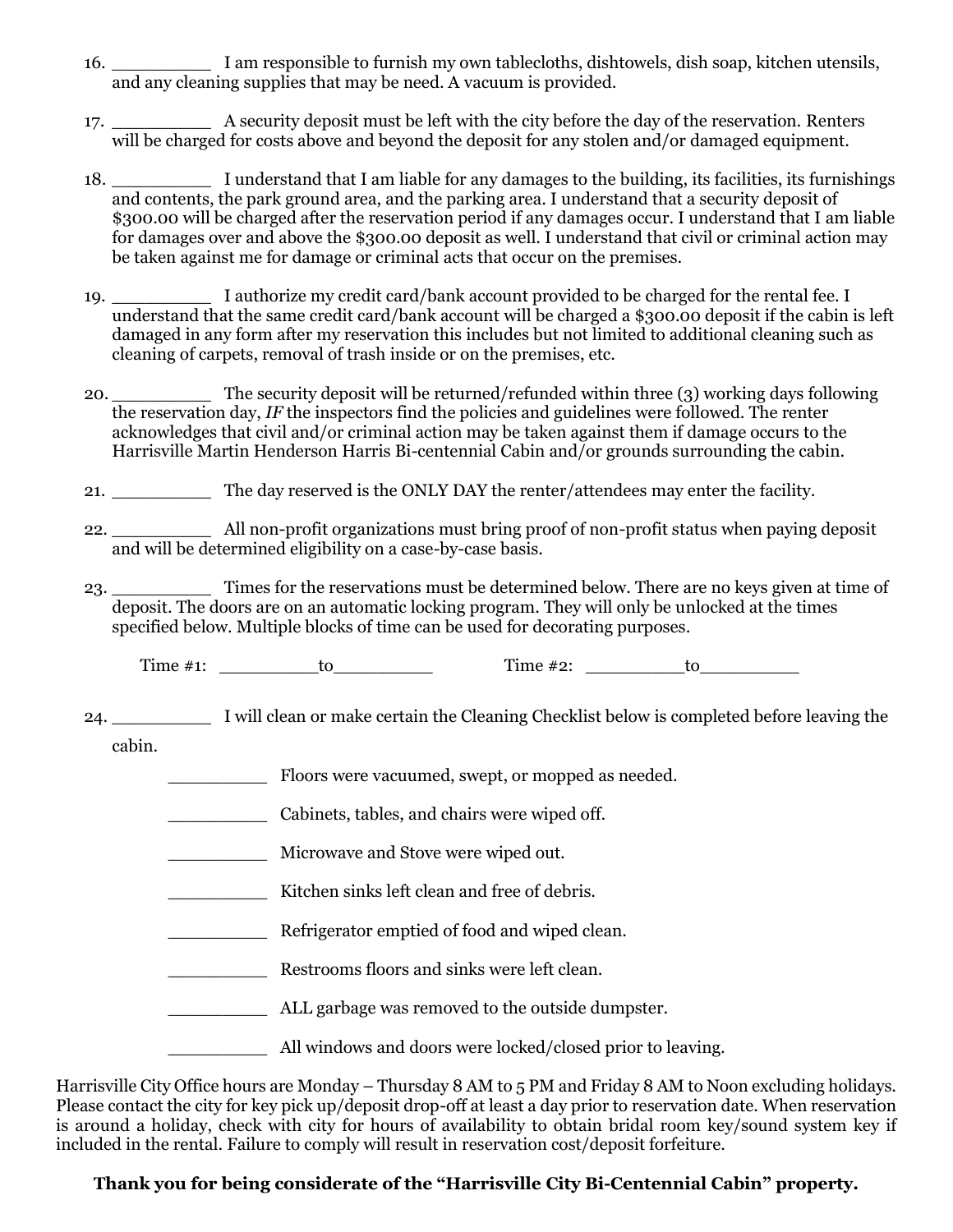16. _________ I am responsible to furnish my own tablecloths, dishtowels, dish soap, kitchen utensils, and any cleaning supplies that may be need. A vacuum is provided.

17. _________ A security deposit must be left with the city before the day of the reservation. Renters will be charged for costs above and beyond the deposit for any stolen and/or damaged equipment.

18. _________ I understand that I am liable for any damages to the building, its facilities, its furnishings and contents, the park ground area, and the parking area. I understand that a security deposit of $300.00 will be charged after the reservation period if any damages occur. I understand that I am liable for damages over and above the $300.00 deposit as well. I understand that civil or criminal action may be taken against me for damage or criminal acts that occur on the premises.

19. _________ I authorize my credit card/bank account provided to be charged for the rental fee. I understand that the same credit card/bank account will be charged a $300.00 deposit if the cabin is left damaged in any form after my reservation this includes but not limited to additional cleaning such as cleaning of carpets, removal of trash inside or on the premises, etc.

20. _________ The security deposit will be returned/refunded within three (3) working days following the reservation day, *IF* the inspectors find the policies and guidelines were followed. The renter acknowledges that civil and/or criminal action may be taken against them if damage occurs to the Harrisville Martin Henderson Harris Bi-centennial Cabin and/or grounds surrounding the cabin.

21. _________ The day reserved is the ONLY DAY the renter/attendees may enter the facility.

22. _________ All non-profit organizations must bring proof of non-profit status when paying deposit and will be determined eligibility on a case-by-case basis.

23. _________ Times for the reservations must be determined below. There are no keys given at time of deposit. The doors are on an automatic locking program. They will only be unlocked at the times specified below. Multiple blocks of time can be used for decorating purposes.

    Time #1: _________to_________ Time #2: _________to_________

24. _________ I will clean or make certain the Cleaning Checklist below is completed before leaving the cabin.

    _________ Floors were vacuumed, swept, or mopped as needed.

    _________ Cabinets, tables, and chairs were wiped off.

    _________ Microwave and Stove were wiped out.

    _________ Kitchen sinks left clean and free of debris.

    _________ Refrigerator emptied of food and wiped clean.

    _________ Restrooms floors and sinks were left clean.

    _________ ALL garbage was removed to the outside dumpster.

    _________ All windows and doors were locked/closed prior to leaving.

Harrisville City Office hours are Monday – Thursday 8 AM to 5 PM and Friday 8 AM to Noon excluding holidays. Please contact the city for key pick up/deposit drop-off at least a day prior to reservation date. When reservation is around a holiday, check with city for hours of availability to obtain bridal room key/sound system key if included in the rental. Failure to comply will result in reservation cost/deposit forfeiture.

**Thank you for being considerate of the "Harrisville City Bi-Centennial Cabin" property.**